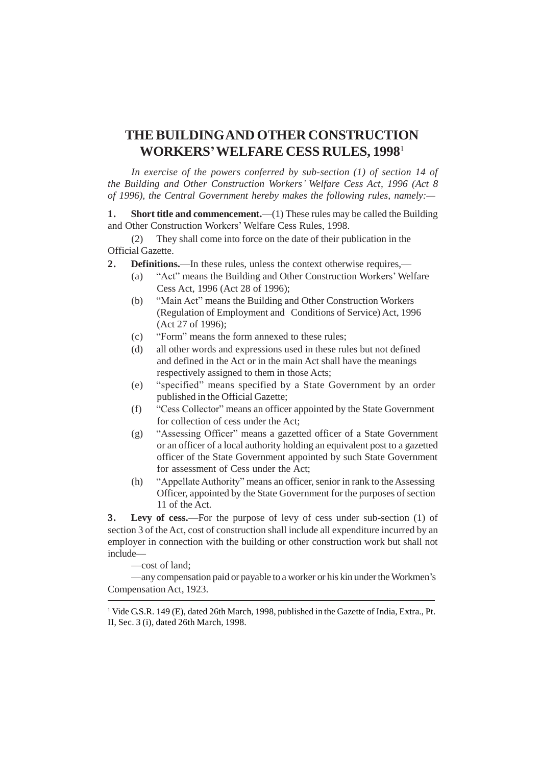# THE BUILDING AND OTHER CONSTRUCTION WORKERS' WELFARE CESS RULES, 1998[1]

*In exercise of the powers conferred by sub-section (1) of section 14 of the Building and Other Construction Workers' Welfare Cess Act, 1996 (Act 8 of 1996), the Central Government hereby makes the following rules, namely:—*

**1. Short title and commencement.**—(1) These rules may be called the Building and Other Construction Workers' Welfare Cess Rules, 1998.

(2) They shall come into force on the date of their publication in the Official Gazette.

**2. Definitions.**—In these rules, unless the context otherwise requires,—

(a) "Act" means the Building and Other Construction Workers' Welfare Cess Act, 1996 (Act 28 of 1996);

(b) "Main Act" means the Building and Other Construction Workers (Regulation of Employment and Conditions of Service) Act, 1996 (Act 27 of 1996);

(c) "Form" means the form annexed to these rules;

(d) all other words and expressions used in these rules but not defined and defined in the Act or in the main Act shall have the meanings respectively assigned to them in those Acts;

(e) "specified" means specified by a State Government by an order published in the Official Gazette;

(f) "Cess Collector" means an officer appointed by the State Government for collection of cess under the Act;

(g) "Assessing Officer" means a gazetted officer of a State Government or an officer of a local authority holding an equivalent post to a gazetted officer of the State Government appointed by such State Government for assessment of Cess under the Act;

(h) "Appellate Authority" means an officer, senior in rank to the Assessing Officer, appointed by the State Government for the purposes of section 11 of the Act.

**3. Levy of cess.**—For the purpose of levy of cess under sub-section (1) of section 3 of the Act, cost of construction shall include all expenditure incurred by an employer in connection with the building or other construction work but shall not include—

—cost of land;

—any compensation paid or payable to a worker or his kin under the Workmen's Compensation Act, 1923.

---

[1] Vide G.S.R. 149 (E), dated 26th March, 1998, published in the Gazette of India, Extra., Pt. II, Sec. 3 (i), dated 26th March, 1998.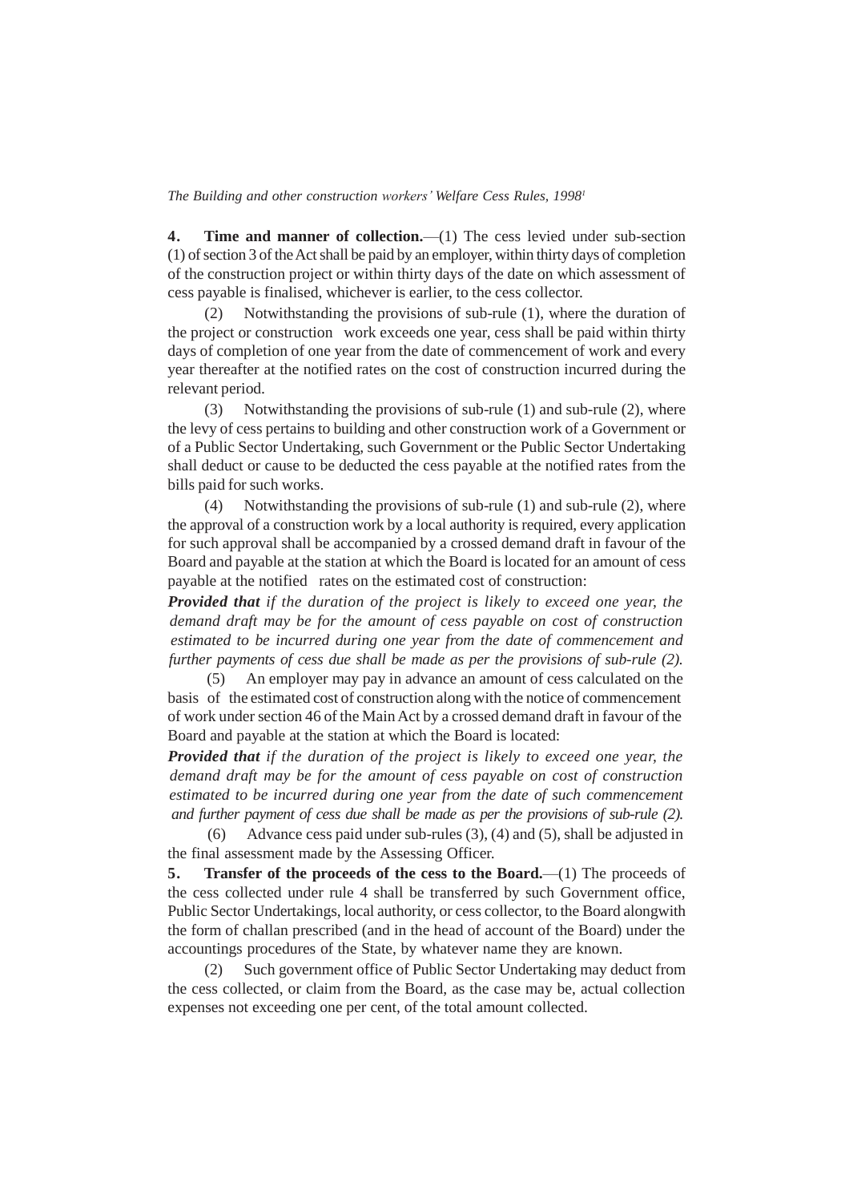*The Building and other construction workers' Welfare Cess Rules, 1998*[1]

**4. Time and manner of collection.**—(1) The cess levied under sub-section (1) of section 3 of the Act shall be paid by an employer, within thirty days of completion of the construction project or within thirty days of the date on which assessment of cess payable is finalised, whichever is earlier, to the cess collector.

(2) Notwithstanding the provisions of sub-rule (1), where the duration of the project or construction work exceeds one year, cess shall be paid within thirty days of completion of one year from the date of commencement of work and every year thereafter at the notified rates on the cost of construction incurred during the relevant period.

(3) Notwithstanding the provisions of sub-rule (1) and sub-rule (2), where the levy of cess pertains to building and other construction work of a Government or of a Public Sector Undertaking, such Government or the Public Sector Undertaking shall deduct or cause to be deducted the cess payable at the notified rates from the bills paid for such works.

(4) Notwithstanding the provisions of sub-rule (1) and sub-rule (2), where the approval of a construction work by a local authority is required, every application for such approval shall be accompanied by a crossed demand draft in favour of the Board and payable at the station at which the Board is located for an amount of cess payable at the notified rates on the estimated cost of construction:

***Provided that*** *if the duration of the project is likely to exceed one year, the demand draft may be for the amount of cess payable on cost of construction estimated to be incurred during one year from the date of commencement and further payments of cess due shall be made as per the provisions of sub-rule (2).*

(5) An employer may pay in advance an amount of cess calculated on the basis of the estimated cost of construction along with the notice of commencement of work under section 46 of the Main Act by a crossed demand draft in favour of the Board and payable at the station at which the Board is located:

***Provided that*** *if the duration of the project is likely to exceed one year, the demand draft may be for the amount of cess payable on cost of construction estimated to be incurred during one year from the date of such commencement and further payment of cess due shall be made as per the provisions of sub-rule (2).*

(6) Advance cess paid under sub-rules (3), (4) and (5), shall be adjusted in the final assessment made by the Assessing Officer.

**5. Transfer of the proceeds of the cess to the Board.**—(1) The proceeds of the cess collected under rule 4 shall be transferred by such Government office, Public Sector Undertakings, local authority, or cess collector, to the Board alongwith the form of challan prescribed (and in the head of account of the Board) under the accountings procedures of the State, by whatever name they are known.

(2) Such government office of Public Sector Undertaking may deduct from the cess collected, or claim from the Board, as the case may be, actual collection expenses not exceeding one per cent, of the total amount collected.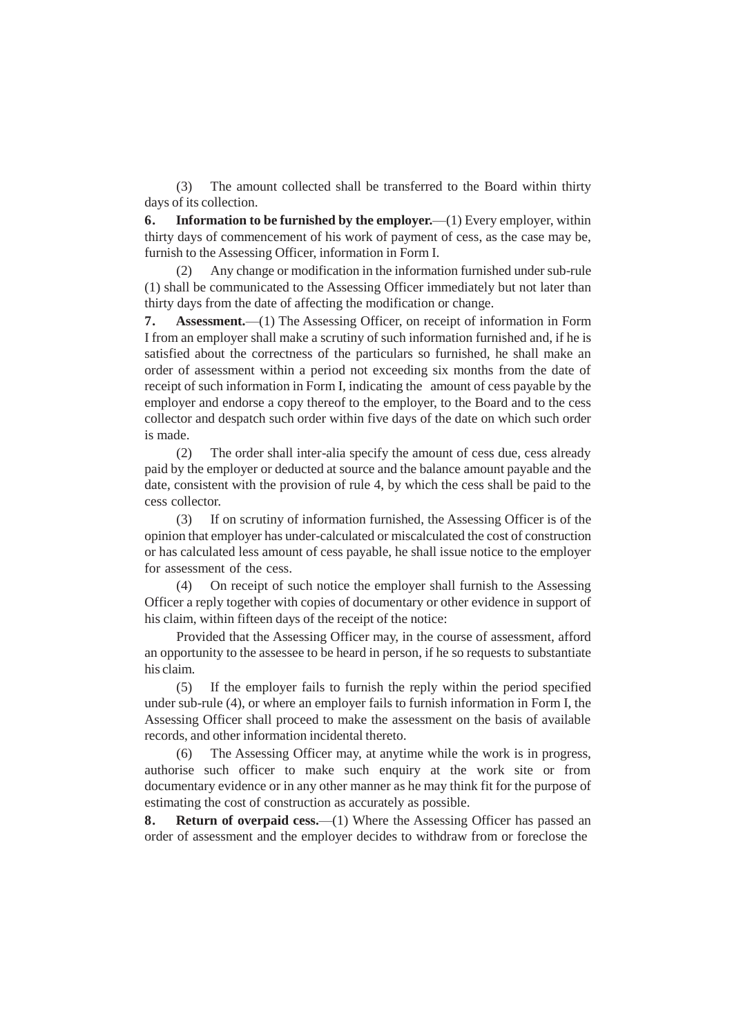(3) The amount collected shall be transferred to the Board within thirty days of its collection.

**6. Information to be furnished by the employer.**—(1) Every employer, within thirty days of commencement of his work of payment of cess, as the case may be, furnish to the Assessing Officer, information in Form I.

(2) Any change or modification in the information furnished under sub-rule (1) shall be communicated to the Assessing Officer immediately but not later than thirty days from the date of affecting the modification or change.

**7. Assessment.**—(1) The Assessing Officer, on receipt of information in Form I from an employer shall make a scrutiny of such information furnished and, if he is satisfied about the correctness of the particulars so furnished, he shall make an order of assessment within a period not exceeding six months from the date of receipt of such information in Form I, indicating the amount of cess payable by the employer and endorse a copy thereof to the employer, to the Board and to the cess collector and despatch such order within five days of the date on which such order is made.

(2) The order shall inter-alia specify the amount of cess due, cess already paid by the employer or deducted at source and the balance amount payable and the date, consistent with the provision of rule 4, by which the cess shall be paid to the cess collector.

(3) If on scrutiny of information furnished, the Assessing Officer is of the opinion that employer has under-calculated or miscalculated the cost of construction or has calculated less amount of cess payable, he shall issue notice to the employer for assessment of the cess.

(4) On receipt of such notice the employer shall furnish to the Assessing Officer a reply together with copies of documentary or other evidence in support of his claim, within fifteen days of the receipt of the notice:

Provided that the Assessing Officer may, in the course of assessment, afford an opportunity to the assessee to be heard in person, if he so requests to substantiate his claim.

(5) If the employer fails to furnish the reply within the period specified under sub-rule (4), or where an employer fails to furnish information in Form I, the Assessing Officer shall proceed to make the assessment on the basis of available records, and other information incidental thereto.

(6) The Assessing Officer may, at anytime while the work is in progress, authorise such officer to make such enquiry at the work site or from documentary evidence or in any other manner as he may think fit for the purpose of estimating the cost of construction as accurately as possible.

**8. Return of overpaid cess.**—(1) Where the Assessing Officer has passed an order of assessment and the employer decides to withdraw from or foreclose the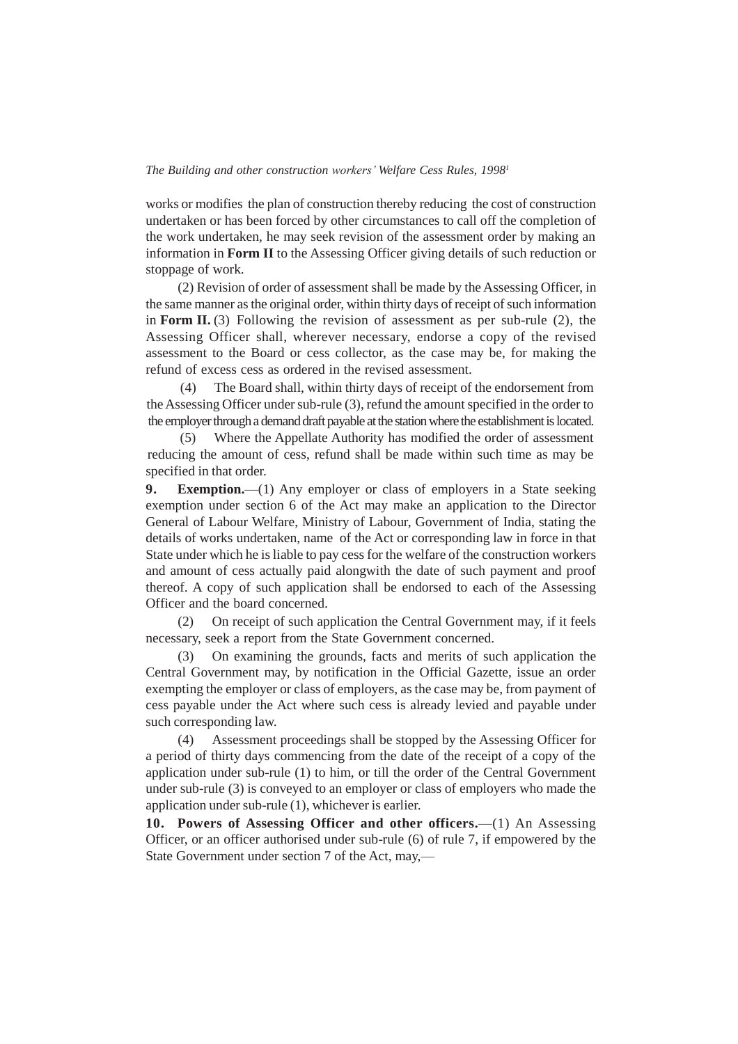works or modifies the plan of construction thereby reducing the cost of construction undertaken or has been forced by other circumstances to call off the completion of the work undertaken, he may seek revision of the assessment order by making an information in **Form II** to the Assessing Officer giving details of such reduction or stoppage of work.

(2) Revision of order of assessment shall be made by the Assessing Officer, in the same manner as the original order, within thirty days of receipt of such information in **Form II.** (3) Following the revision of assessment as per sub-rule (2), the Assessing Officer shall, wherever necessary, endorse a copy of the revised assessment to the Board or cess collector, as the case may be, for making the refund of excess cess as ordered in the revised assessment.

(4) The Board shall, within thirty days of receipt of the endorsement from the Assessing Officer under sub-rule (3), refund the amount specified in the order to the employer through a demand draft payable at the station where the establishment is located.

(5) Where the Appellate Authority has modified the order of assessment reducing the amount of cess, refund shall be made within such time as may be specified in that order.

**9. Exemption.**—(1) Any employer or class of employers in a State seeking exemption under section 6 of the Act may make an application to the Director General of Labour Welfare, Ministry of Labour, Government of India, stating the details of works undertaken, name of the Act or corresponding law in force in that State under which he is liable to pay cess for the welfare of the construction workers and amount of cess actually paid alongwith the date of such payment and proof thereof. A copy of such application shall be endorsed to each of the Assessing Officer and the board concerned.

(2) On receipt of such application the Central Government may, if it feels necessary, seek a report from the State Government concerned.

(3) On examining the grounds, facts and merits of such application the Central Government may, by notification in the Official Gazette, issue an order exempting the employer or class of employers, as the case may be, from payment of cess payable under the Act where such cess is already levied and payable under such corresponding law.

(4) Assessment proceedings shall be stopped by the Assessing Officer for a period of thirty days commencing from the date of the receipt of a copy of the application under sub-rule (1) to him, or till the order of the Central Government under sub-rule (3) is conveyed to an employer or class of employers who made the application under sub-rule (1), whichever is earlier.

**10. Powers of Assessing Officer and other officers.**—(1) An Assessing Officer, or an officer authorised under sub-rule (6) of rule 7, if empowered by the State Government under section 7 of the Act, may,—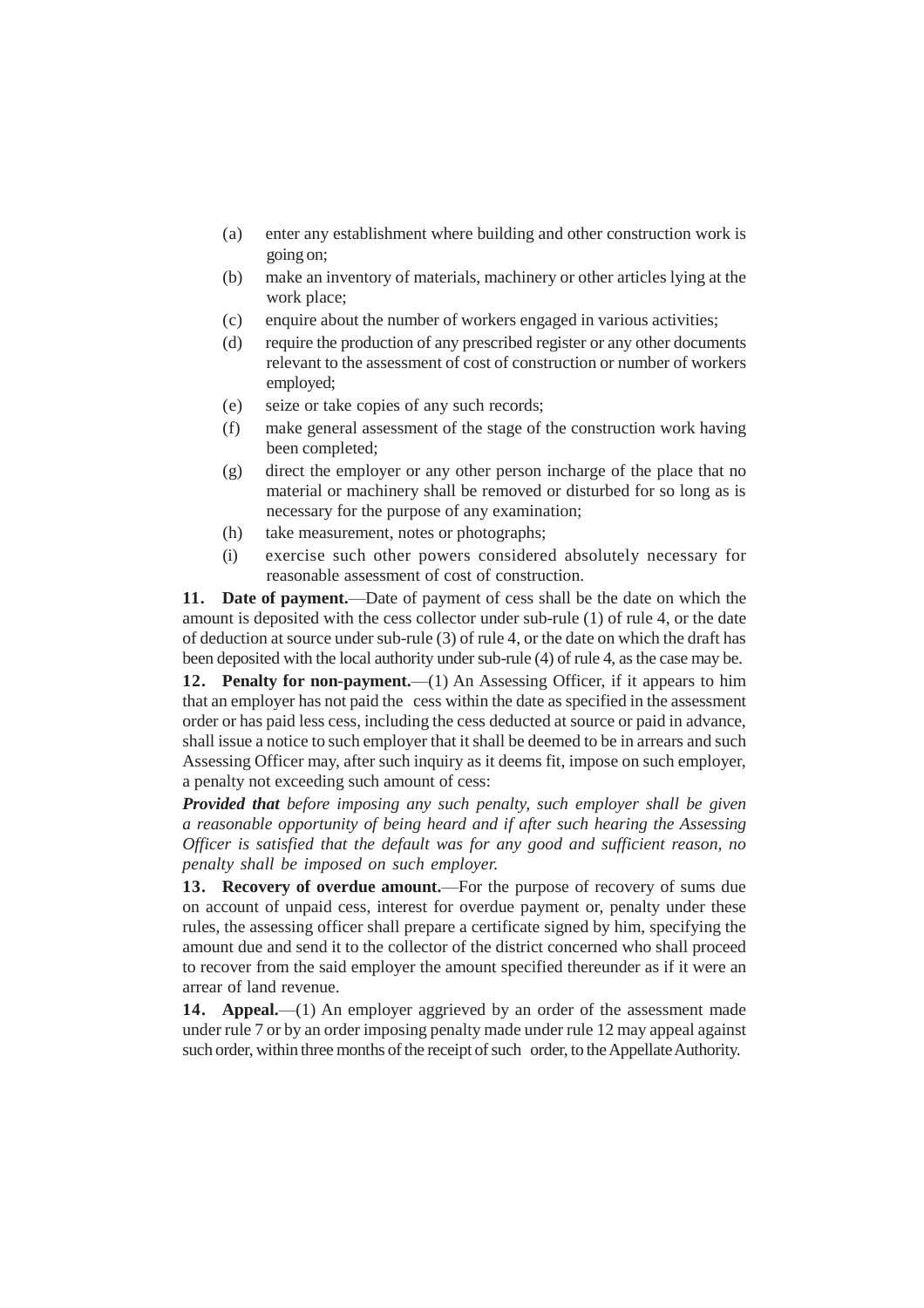(a) enter any establishment where building and other construction work is going on;

(b) make an inventory of materials, machinery or other articles lying at the work place;

(c) enquire about the number of workers engaged in various activities;

(d) require the production of any prescribed register or any other documents relevant to the assessment of cost of construction or number of workers employed;

(e) seize or take copies of any such records;

(f) make general assessment of the stage of the construction work having been completed;

(g) direct the employer or any other person incharge of the place that no material or machinery shall be removed or disturbed for so long as is necessary for the purpose of any examination;

(h) take measurement, notes or photographs;

(i) exercise such other powers considered absolutely necessary for reasonable assessment of cost of construction.

**11. Date of payment.**—Date of payment of cess shall be the date on which the amount is deposited with the cess collector under sub-rule (1) of rule 4, or the date of deduction at source under sub-rule (3) of rule 4, or the date on which the draft has been deposited with the local authority under sub-rule (4) of rule 4, as the case may be.

**12. Penalty for non-payment.**—(1) An Assessing Officer, if it appears to him that an employer has not paid the cess within the date as specified in the assessment order or has paid less cess, including the cess deducted at source or paid in advance, shall issue a notice to such employer that it shall be deemed to be in arrears and such Assessing Officer may, after such inquiry as it deems fit, impose on such employer, a penalty not exceeding such amount of cess:

***Provided that*** *before imposing any such penalty, such employer shall be given a reasonable opportunity of being heard and if after such hearing the Assessing Officer is satisfied that the default was for any good and sufficient reason, no penalty shall be imposed on such employer.*

**13. Recovery of overdue amount.**—For the purpose of recovery of sums due on account of unpaid cess, interest for overdue payment or, penalty under these rules, the assessing officer shall prepare a certificate signed by him, specifying the amount due and send it to the collector of the district concerned who shall proceed to recover from the said employer the amount specified thereunder as if it were an arrear of land revenue.

**14. Appeal.**—(1) An employer aggrieved by an order of the assessment made under rule 7 or by an order imposing penalty made under rule 12 may appeal against such order, within three months of the receipt of such order, to the Appellate Authority.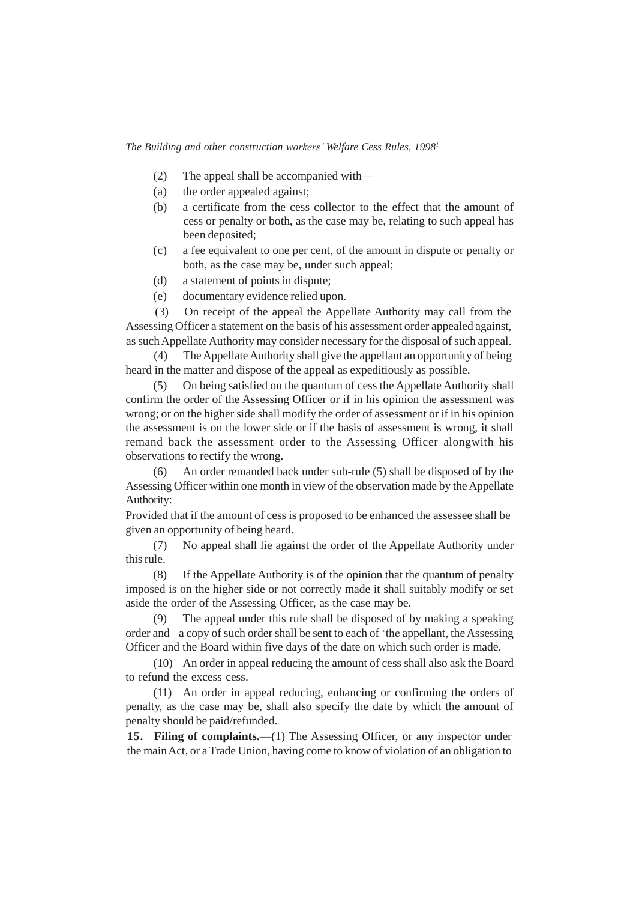(2) The appeal shall be accompanied with—

(a) the order appealed against;

(b) a certificate from the cess collector to the effect that the amount of cess or penalty or both, as the case may be, relating to such appeal has been deposited;

(c) a fee equivalent to one per cent, of the amount in dispute or penalty or both, as the case may be, under such appeal;

(d) a statement of points in dispute;

(e) documentary evidence relied upon.

(3) On receipt of the appeal the Appellate Authority may call from the Assessing Officer a statement on the basis of his assessment order appealed against, as such Appellate Authority may consider necessary for the disposal of such appeal.

(4) The Appellate Authority shall give the appellant an opportunity of being heard in the matter and dispose of the appeal as expeditiously as possible.

(5) On being satisfied on the quantum of cess the Appellate Authority shall confirm the order of the Assessing Officer or if in his opinion the assessment was wrong; or on the higher side shall modify the order of assessment or if in his opinion the assessment is on the lower side or if the basis of assessment is wrong, it shall remand back the assessment order to the Assessing Officer alongwith his observations to rectify the wrong.

(6) An order remanded back under sub-rule (5) shall be disposed of by the Assessing Officer within one month in view of the observation made by the Appellate Authority:

Provided that if the amount of cess is proposed to be enhanced the assessee shall be given an opportunity of being heard.

(7) No appeal shall lie against the order of the Appellate Authority under this rule.

(8) If the Appellate Authority is of the opinion that the quantum of penalty imposed is on the higher side or not correctly made it shall suitably modify or set aside the order of the Assessing Officer, as the case may be.

(9) The appeal under this rule shall be disposed of by making a speaking order and a copy of such order shall be sent to each of 'the appellant, the Assessing Officer and the Board within five days of the date on which such order is made.

(10) An order in appeal reducing the amount of cess shall also ask the Board to refund the excess cess.

(11) An order in appeal reducing, enhancing or confirming the orders of penalty, as the case may be, shall also specify the date by which the amount of penalty should be paid/refunded.

**15. Filing of complaints.**—(1) The Assessing Officer, or any inspector under the main Act, or a Trade Union, having come to know of violation of an obligation to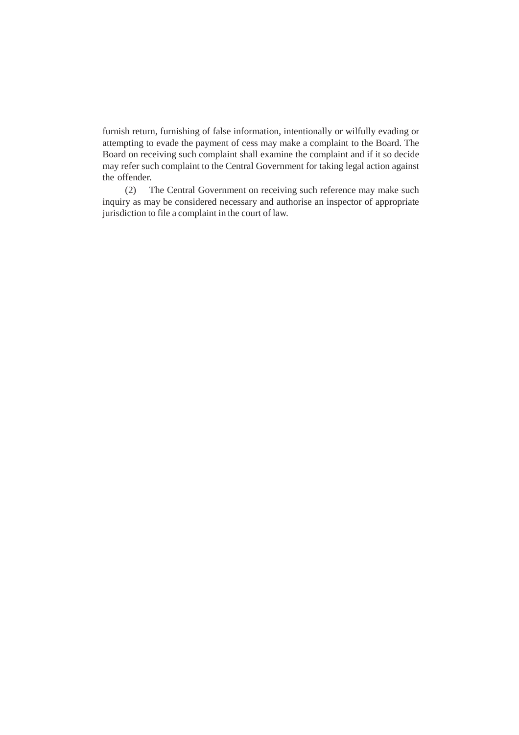furnish return, furnishing of false information, intentionally or wilfully evading or attempting to evade the payment of cess may make a complaint to the Board. The Board on receiving such complaint shall examine the complaint and if it so decide may refer such complaint to the Central Government for taking legal action against the offender.

(2) The Central Government on receiving such reference may make such inquiry as may be considered necessary and authorise an inspector of appropriate jurisdiction to file a complaint in the court of law.